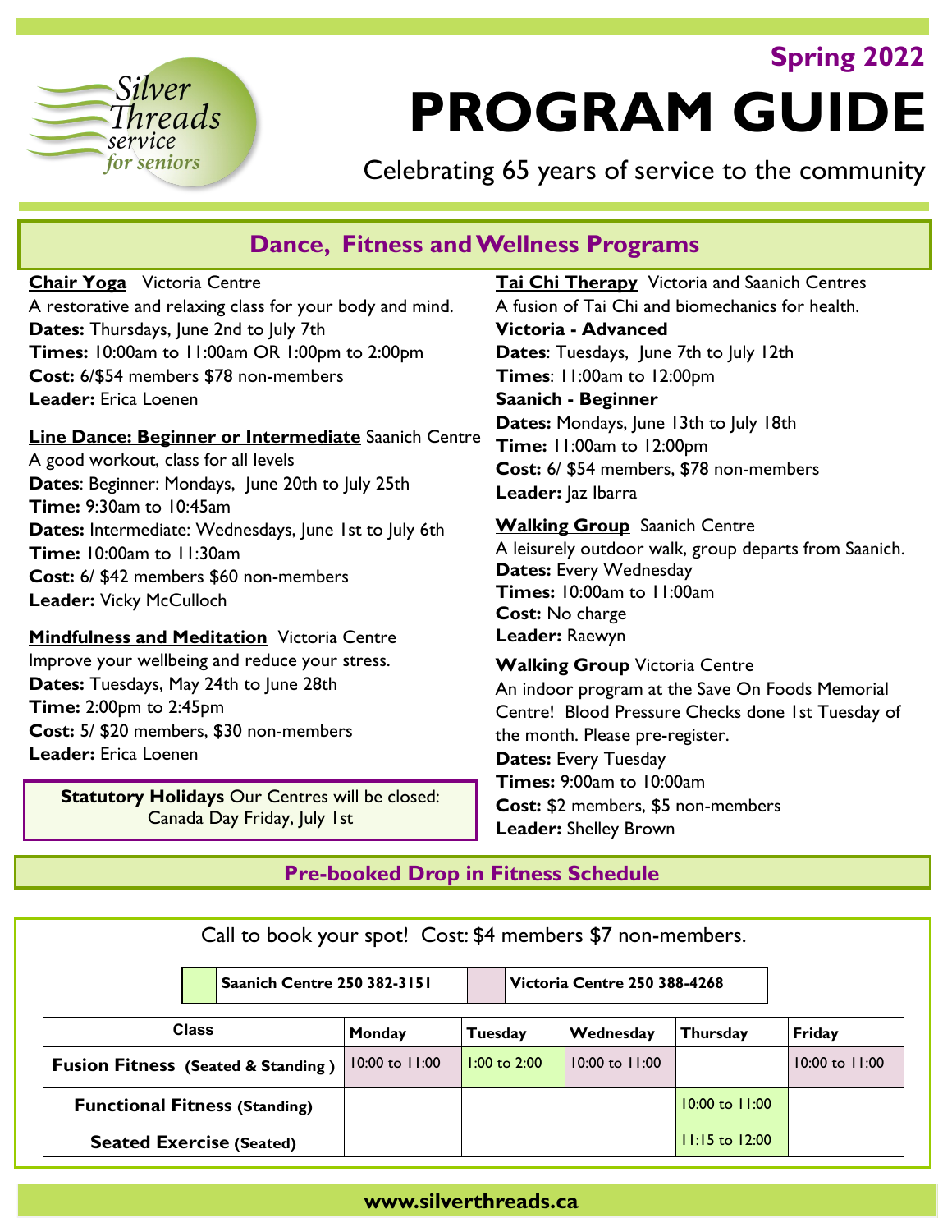**Spring 2022**

# PROGRAM GUIDE

Celebrating 65 years of service to the community

Silver Threads service for seniors

## Dance, Fitness and Wellness Programs

**Chair Yoga** Victoria Centre
A restorative and relaxing class for your body and mind.
**Dates:** Thursdays, June 2nd to July 7th
**Times:** 10:00am to 11:00am OR 1:00pm to 2:00pm
**Cost:** 6/$54 members $78 non-members
**Leader:** Erica Loenen

**Line Dance: Beginner or Intermediate** Saanich Centre
A good workout, class for all levels
**Dates**: Beginner: Mondays, June 20th to July 25th
**Time:** 9:30am to 10:45am
**Dates:** Intermediate: Wednesdays, June 1st to July 6th
**Time:** 10:00am to 11:30am
**Cost:** 6/ $42 members $60 non-members
**Leader:** Vicky McCulloch

**Mindfulness and Meditation** Victoria Centre
Improve your wellbeing and reduce your stress.
**Dates:** Tuesdays, May 24th to June 28th
**Time:** 2:00pm to 2:45pm
**Cost:** 5/ $20 members, $30 non-members
**Leader:** Erica Loenen

**Statutory Holidays** Our Centres will be closed:
Canada Day Friday, July 1st

**Tai Chi Therapy** Victoria and Saanich Centres
A fusion of Tai Chi and biomechanics for health.
**Victoria - Advanced**
**Dates**: Tuesdays, June 7th to July 12th
**Times**: 11:00am to 12:00pm
**Saanich - Beginner**
**Dates:** Mondays, June 13th to July 18th
**Time:** 11:00am to 12:00pm
**Cost:** 6/ $54 members, $78 non-members
**Leader:** Jaz Ibarra

**Walking Group** Saanich Centre
A leisurely outdoor walk, group departs from Saanich.
**Dates:** Every Wednesday
**Times:** 10:00am to 11:00am
**Cost:** No charge
**Leader:** Raewyn

**Walking Group** Victoria Centre
An indoor program at the Save On Foods Memorial Centre! Blood Pressure Checks done 1st Tuesday of the month. Please pre-register.
**Dates:** Every Tuesday
**Times:** 9:00am to 10:00am
**Cost:** $2 members, $5 non-members
**Leader:** Shelley Brown

## Pre-booked Drop in Fitness Schedule

Call to book your spot! Cost: $4 members $7 non-members.

**Saanich Centre 250 382-3151** | **Victoria Centre 250 388-4268**

| Class | Monday | Tuesday | Wednesday | Thursday | Friday |
|---|---|---|---|---|---|
| **Fusion Fitness (Seated & Standing )** | 10:00 to 11:00 (Victoria) | 1:00 to 2:00 (Saanich) | 10:00 to 11:00 (Victoria) | | 10:00 to 11:00 (Victoria) |
| **Functional Fitness (Standing)** | | | | 10:00 to 11:00 (Saanich) | |
| **Seated Exercise (Seated)** | | | | 11:15 to 12:00 (Saanich) | |

**www.silverthreads.ca**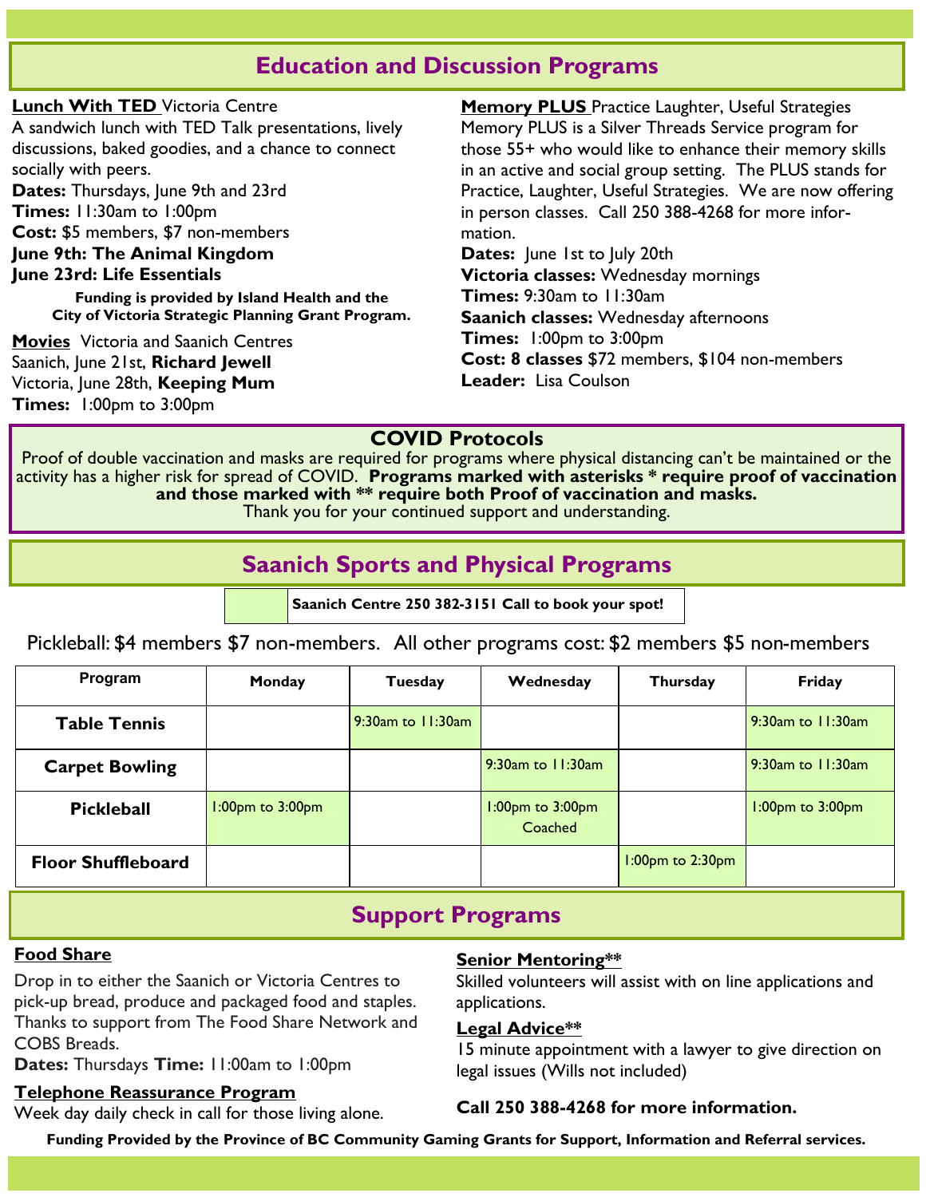## Education and Discussion Programs

**Lunch With TED** Victoria Centre
A sandwich lunch with TED Talk presentations, lively discussions, baked goodies, and a chance to connect socially with peers.
**Dates:** Thursdays, June 9th and 23rd
**Times:** 11:30am to 1:00pm
**Cost:** $5 members, $7 non-members
**June 9th: The Animal Kingdom**
**June 23rd: Life Essentials**

**Funding is provided by Island Health and the City of Victoria Strategic Planning Grant Program.**

**Movies** Victoria and Saanich Centres
Saanich, June 21st, **Richard Jewell**
Victoria, June 28th, **Keeping Mum**
**Times:** 1:00pm to 3:00pm

**Memory PLUS** Practice Laughter, Useful Strategies
Memory PLUS is a Silver Threads Service program for those 55+ who would like to enhance their memory skills in an active and social group setting. The PLUS stands for Practice, Laughter, Useful Strategies. We are now offering in person classes. Call 250 388-4268 for more information.
**Dates:** June 1st to July 20th
**Victoria classes:** Wednesday mornings
**Times:** 9:30am to 11:30am
**Saanich classes:** Wednesday afternoons
**Times:** 1:00pm to 3:00pm
**Cost: 8 classes** $72 members, $104 non-members
**Leader:** Lisa Coulson

### COVID Protocols

Proof of double vaccination and masks are required for programs where physical distancing can't be maintained or the activity has a higher risk for spread of COVID. **Programs marked with asterisks * require proof of vaccination and those marked with ** require both Proof of vaccination and masks.**
Thank you for your continued support and understanding.

## Saanich Sports and Physical Programs

**Saanich Centre 250 382-3151 Call to book your spot!**

Pickleball: $4 members $7 non-members. All other programs cost: $2 members $5 non-members

| Program | Monday | Tuesday | Wednesday | Thursday | Friday |
|---|---|---|---|---|---|
| **Table Tennis** | | 9:30am to 11:30am | | | 9:30am to 11:30am |
| **Carpet Bowling** | | | 9:30am to 11:30am | | 9:30am to 11:30am |
| **Pickleball** | 1:00pm to 3:00pm | | 1:00pm to 3:00pm Coached | | 1:00pm to 3:00pm |
| **Floor Shuffleboard** | | | | 1:00pm to 2:30pm | |

## Support Programs

**Food Share**
Drop in to either the Saanich or Victoria Centres to pick-up bread, produce and packaged food and staples. Thanks to support from The Food Share Network and COBS Breads.
**Dates:** Thursdays **Time:** 11:00am to 1:00pm

**Telephone Reassurance Program**
Week day daily check in call for those living alone.

**Senior Mentoring****
Skilled volunteers will assist with on line applications and applications.

**Legal Advice****
15 minute appointment with a lawyer to give direction on legal issues (Wills not included)

**Call 250 388-4268 for more information.**

**Funding Provided by the Province of BC Community Gaming Grants for Support, Information and Referral services.**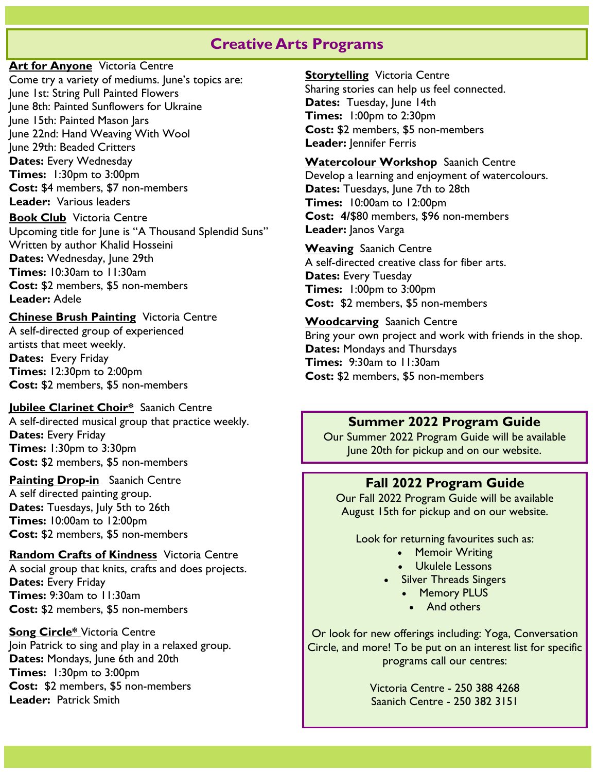# Creative Arts Programs

**Art for Anyone** Victoria Centre
Come try a variety of mediums. June's topics are:
June 1st: String Pull Painted Flowers
June 8th: Painted Sunflowers for Ukraine
June 15th: Painted Mason Jars
June 22nd: Hand Weaving With Wool
June 29th: Beaded Critters
**Dates:** Every Wednesday
**Times:** 1:30pm to 3:00pm
**Cost:** $4 members, $7 non-members
**Leader:** Various leaders

**Book Club** Victoria Centre
Upcoming title for June is "A Thousand Splendid Suns"
Written by author Khalid Hosseini
**Dates:** Wednesday, June 29th
**Times:** 10:30am to 11:30am
**Cost:** $2 members, $5 non-members
**Leader:** Adele

**Chinese Brush Painting** Victoria Centre
A self-directed group of experienced artists that meet weekly.
**Dates:** Every Friday
**Times:** 12:30pm to 2:00pm
**Cost:** $2 members, $5 non-members

**Jubilee Clarinet Choir*** Saanich Centre
A self-directed musical group that practice weekly.
**Dates:** Every Friday
**Times:** 1:30pm to 3:30pm
**Cost:** $2 members, $5 non-members

**Painting Drop-in** Saanich Centre
A self directed painting group.
**Dates:** Tuesdays, July 5th to 26th
**Times:** 10:00am to 12:00pm
**Cost:** $2 members, $5 non-members

**Random Crafts of Kindness** Victoria Centre
A social group that knits, crafts and does projects.
**Dates:** Every Friday
**Times:** 9:30am to 11:30am
**Cost:** $2 members, $5 non-members

**Song Circle*** Victoria Centre
Join Patrick to sing and play in a relaxed group.
**Dates:** Mondays, June 6th and 20th
**Times:** 1:30pm to 3:00pm
**Cost:** $2 members, $5 non-members
**Leader:** Patrick Smith

**Storytelling** Victoria Centre
Sharing stories can help us feel connected.
**Dates:** Tuesday, June 14th
**Times:** 1:00pm to 2:30pm
**Cost:** $2 members, $5 non-members
**Leader:** Jennifer Ferris

**Watercolour Workshop** Saanich Centre
Develop a learning and enjoyment of watercolours.
**Dates:** Tuesdays, June 7th to 28th
**Times:** 10:00am to 12:00pm
**Cost: 4/**$80 members, $96 non-members
**Leader:** Janos Varga

**Weaving** Saanich Centre
A self-directed creative class for fiber arts.
**Dates:** Every Tuesday
**Times:** 1:00pm to 3:00pm
**Cost:** $2 members, $5 non-members

**Woodcarving** Saanich Centre
Bring your own project and work with friends in the shop.
**Dates:** Mondays and Thursdays
**Times:** 9:30am to 11:30am
**Cost:** $2 members, $5 non-members

## Summer 2022 Program Guide

Our Summer 2022 Program Guide will be available June 20th for pickup and on our website.

## Fall 2022 Program Guide

Our Fall 2022 Program Guide will be available August 15th for pickup and on our website.

Look for returning favourites such as:

- Memoir Writing
- Ukulele Lessons
- Silver Threads Singers
- Memory PLUS
- And others

Or look for new offerings including: Yoga, Conversation Circle, and more! To be put on an interest list for specific programs call our centres:

Victoria Centre - 250 388 4268
Saanich Centre - 250 382 3151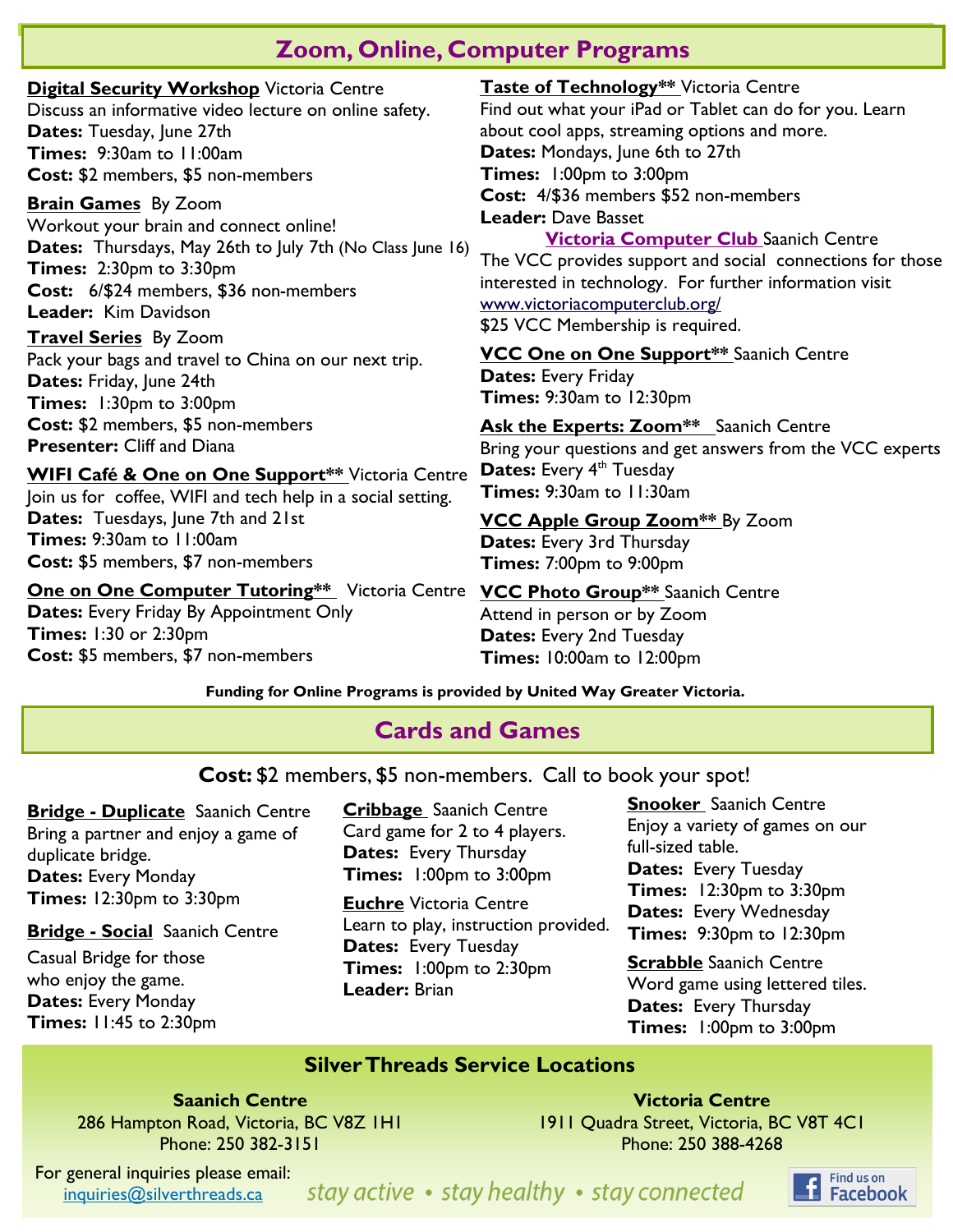## Zoom, Online, Computer Programs

**Digital Security Workshop** Victoria Centre
Discuss an informative video lecture on online safety.
**Dates:** Tuesday, June 27th
**Times:** 9:30am to 11:00am
**Cost:** $2 members, $5 non-members

**Brain Games** By Zoom
Workout your brain and connect online!
**Dates:** Thursdays, May 26th to July 7th (No Class June 16)
**Times:** 2:30pm to 3:30pm
**Cost:** 6/$24 members, $36 non-members
**Leader:** Kim Davidson

**Travel Series** By Zoom
Pack your bags and travel to China on our next trip.
**Dates:** Friday, June 24th
**Times:** 1:30pm to 3:00pm
**Cost:** $2 members, $5 non-members
**Presenter:** Cliff and Diana

**WIFI Café & One on One Support**** Victoria Centre
Join us for coffee, WIFI and tech help in a social setting.
**Dates:** Tuesdays, June 7th and 21st
**Times:** 9:30am to 11:00am
**Cost:** $5 members, $7 non-members

**One on One Computer Tutoring**** Victoria Centre
**Dates:** Every Friday By Appointment Only
**Times:** 1:30 or 2:30pm
**Cost:** $5 members, $7 non-members

**Taste of Technology**** Victoria Centre
Find out what your iPad or Tablet can do for you. Learn about cool apps, streaming options and more.
**Dates:** Mondays, June 6th to 27th
**Times:** 1:00pm to 3:00pm
**Cost:** 4/$36 members $52 non-members
**Leader:** Dave Basset

**Victoria Computer Club** Saanich Centre
The VCC provides support and social connections for those interested in technology. For further information visit www.victoriacomputerclub.org/
$25 VCC Membership is required.

**VCC One on One Support**** Saanich Centre
**Dates:** Every Friday
**Times:** 9:30am to 12:30pm

**Ask the Experts: Zoom**** Saanich Centre
Bring your questions and get answers from the VCC experts
**Dates:** Every 4th Tuesday
**Times:** 9:30am to 11:30am

**VCC Apple Group Zoom**** By Zoom
**Dates:** Every 3rd Thursday
**Times:** 7:00pm to 9:00pm

**VCC Photo Group**** Saanich Centre
Attend in person or by Zoom
**Dates:** Every 2nd Tuesday
**Times:** 10:00am to 12:00pm

**Funding for Online Programs is provided by United Way Greater Victoria.**

## Cards and Games

**Cost:** $2 members, $5 non-members. Call to book your spot!

**Bridge - Duplicate** Saanich Centre
Bring a partner and enjoy a game of duplicate bridge.
**Dates:** Every Monday
**Times:** 12:30pm to 3:30pm

**Bridge - Social** Saanich Centre
Casual Bridge for those who enjoy the game.
**Dates:** Every Monday
**Times:** 11:45 to 2:30pm

**Cribbage** Saanich Centre
Card game for 2 to 4 players.
**Dates:** Every Thursday
**Times:** 1:00pm to 3:00pm

**Euchre** Victoria Centre
Learn to play, instruction provided.
**Dates:** Every Tuesday
**Times:** 1:00pm to 2:30pm
**Leader:** Brian

**Snooker** Saanich Centre
Enjoy a variety of games on our full-sized table.
**Dates:** Every Tuesday
**Times:** 12:30pm to 3:30pm
**Dates:** Every Wednesday
**Times:** 9:30pm to 12:30pm

**Scrabble** Saanich Centre
Word game using lettered tiles.
**Dates:** Every Thursday
**Times:** 1:00pm to 3:00pm

### Silver Threads Service Locations

**Saanich Centre**
286 Hampton Road, Victoria, BC V8Z 1H1
Phone: 250 382-3151

**Victoria Centre**
1911 Quadra Street, Victoria, BC V8T 4C1
Phone: 250 388-4268

For general inquiries please email:
inquiries@silverthreads.ca

*stay active • stay healthy • stay connected*

Find us on Facebook